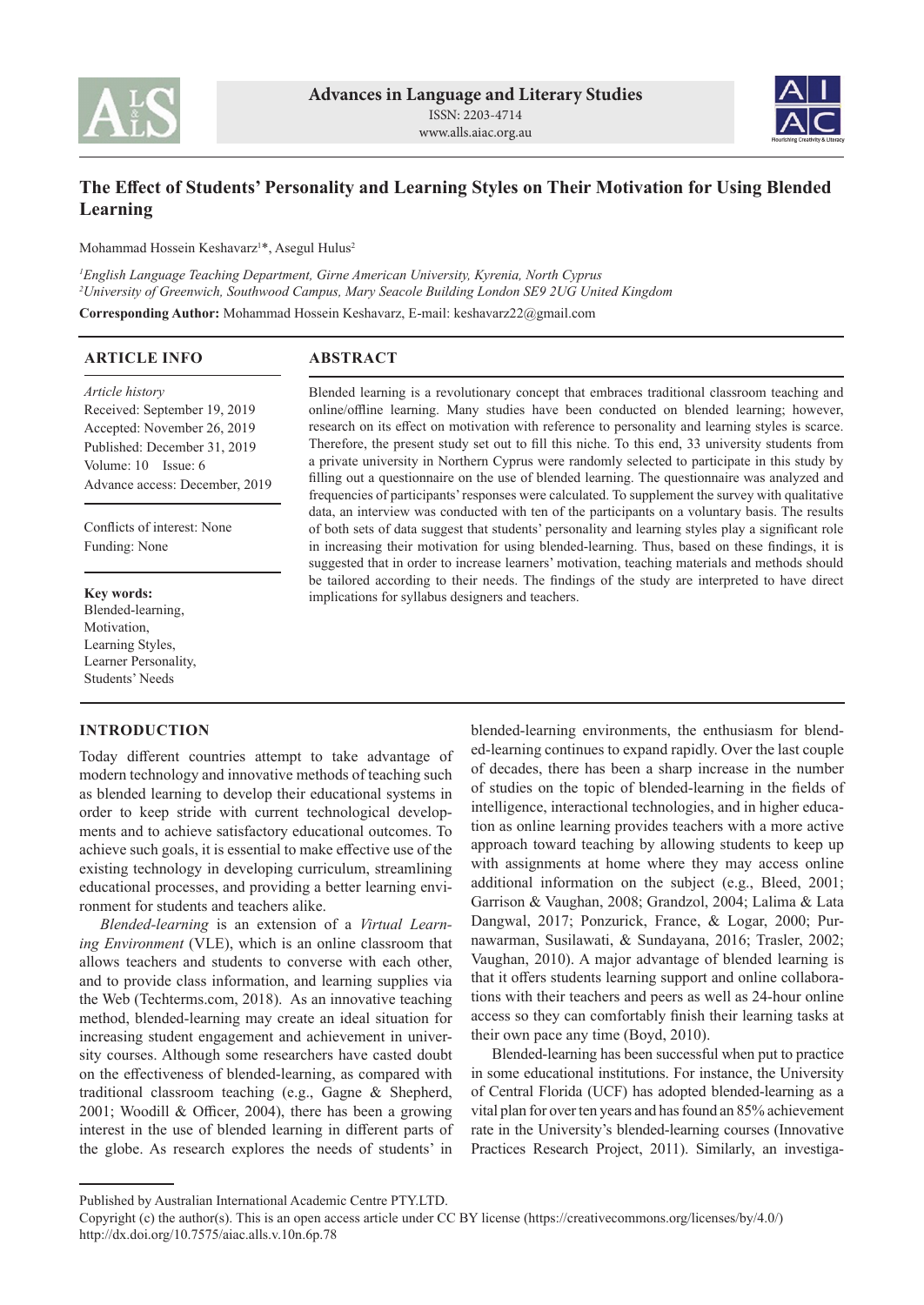# The Effect of Students' Personality and Learning Styles on Their Motivation for Using Blended Learning

Mohammad Hossein Keshavarz[1]*, Asegul Hulus[2]

[1]*English Language Teaching Department, Girne American University, Kyrenia, North Cyprus*
[2]*University of Greenwich, Southwood Campus, Mary Seacole Building London SE9 2UG United Kingdom*

**Corresponding Author:** Mohammad Hossein Keshavarz, E-mail: keshavarz22@gmail.com

## ARTICLE INFO

*Article history*
Received: September 19, 2019
Accepted: November 26, 2019
Published: December 31, 2019
Volume: 10 Issue: 6
Advance access: December, 2019

Conflicts of interest: None
Funding: None

**Key words:**
Blended-learning,
Motivation,
Learning Styles,
Learner Personality,
Students' Needs

## ABSTRACT

Blended learning is a revolutionary concept that embraces traditional classroom teaching and online/offline learning. Many studies have been conducted on blended learning; however, research on its effect on motivation with reference to personality and learning styles is scarce. Therefore, the present study set out to fill this niche. To this end, 33 university students from a private university in Northern Cyprus were randomly selected to participate in this study by filling out a questionnaire on the use of blended learning. The questionnaire was analyzed and frequencies of participants' responses were calculated. To supplement the survey with qualitative data, an interview was conducted with ten of the participants on a voluntary basis. The results of both sets of data suggest that students' personality and learning styles play a significant role in increasing their motivation for using blended-learning. Thus, based on these findings, it is suggested that in order to increase learners' motivation, teaching materials and methods should be tailored according to their needs. The findings of the study are interpreted to have direct implications for syllabus designers and teachers.

## INTRODUCTION

Today different countries attempt to take advantage of modern technology and innovative methods of teaching such as blended learning to develop their educational systems in order to keep stride with current technological developments and to achieve satisfactory educational outcomes. To achieve such goals, it is essential to make effective use of the existing technology in developing curriculum, streamlining educational processes, and providing a better learning environment for students and teachers alike.

*Blended-learning* is an extension of a *Virtual Learning Environment* (VLE), which is an online classroom that allows teachers and students to converse with each other, and to provide class information, and learning supplies via the Web (Techterms.com, 2018). As an innovative teaching method, blended-learning may create an ideal situation for increasing student engagement and achievement in university courses. Although some researchers have casted doubt on the effectiveness of blended-learning, as compared with traditional classroom teaching (e.g., Gagne & Shepherd, 2001; Woodill & Officer, 2004), there has been a growing interest in the use of blended learning in different parts of the globe. As research explores the needs of students' in blended-learning environments, the enthusiasm for blended-learning continues to expand rapidly. Over the last couple of decades, there has been a sharp increase in the number of studies on the topic of blended-learning in the fields of intelligence, interactional technologies, and in higher education as online learning provides teachers with a more active approach toward teaching by allowing students to keep up with assignments at home where they may access online additional information on the subject (e.g., Bleed, 2001; Garrison & Vaughan, 2008; Grandzol, 2004; Lalima & Lata Dangwal, 2017; Ponzurick, France, & Logar, 2000; Purnawarman, Susilawati, & Sundayana, 2016; Trasler, 2002; Vaughan, 2010). A major advantage of blended learning is that it offers students learning support and online collaborations with their teachers and peers as well as 24-hour online access so they can comfortably finish their learning tasks at their own pace any time (Boyd, 2010).

Blended-learning has been successful when put to practice in some educational institutions. For instance, the University of Central Florida (UCF) has adopted blended-learning as a vital plan for over ten years and has found an 85% achievement rate in the University's blended-learning courses (Innovative Practices Research Project, 2011). Similarly, an investiga-

Published by Australian International Academic Centre PTY.LTD.
Copyright (c) the author(s). This is an open access article under CC BY license (https://creativecommons.org/licenses/by/4.0/)
http://dx.doi.org/10.7575/aiac.alls.v.10n.6p.78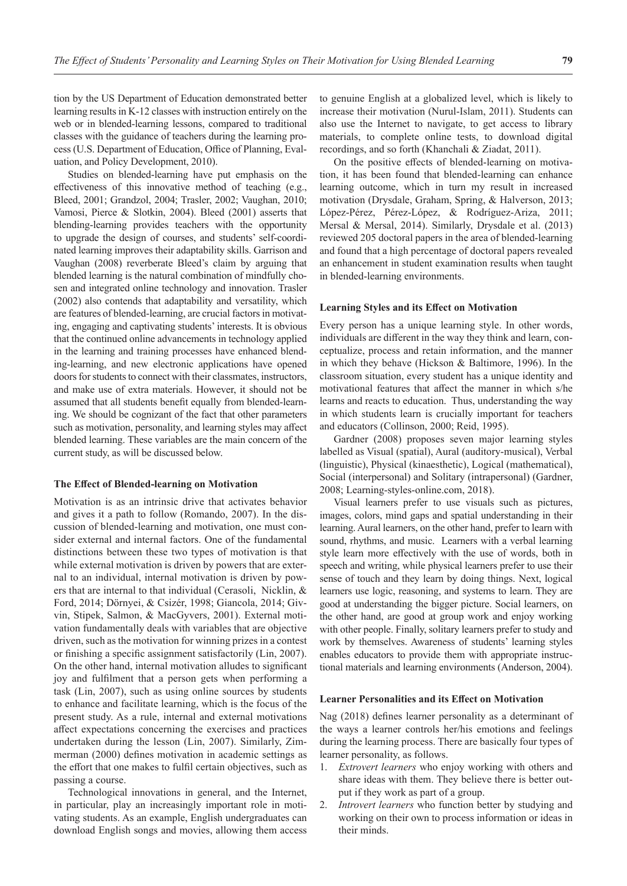tion by the US Department of Education demonstrated better learning results in K-12 classes with instruction entirely on the web or in blended-learning lessons, compared to traditional classes with the guidance of teachers during the learning process (U.S. Department of Education, Office of Planning, Evaluation, and Policy Development, 2010).

Studies on blended-learning have put emphasis on the effectiveness of this innovative method of teaching (e.g., Bleed, 2001; Grandzol, 2004; Trasler, 2002; Vaughan, 2010; Vamosi, Pierce & Slotkin, 2004). Bleed (2001) asserts that blending-learning provides teachers with the opportunity to upgrade the design of courses, and students' self-coordinated learning improves their adaptability skills. Garrison and Vaughan (2008) reverberate Bleed's claim by arguing that blended learning is the natural combination of mindfully chosen and integrated online technology and innovation. Trasler (2002) also contends that adaptability and versatility, which are features of blended-learning, are crucial factors in motivating, engaging and captivating students' interests. It is obvious that the continued online advancements in technology applied in the learning and training processes have enhanced blending-learning, and new electronic applications have opened doors for students to connect with their classmates, instructors, and make use of extra materials. However, it should not be assumed that all students benefit equally from blended-learning. We should be cognizant of the fact that other parameters such as motivation, personality, and learning styles may affect blended learning. These variables are the main concern of the current study, as will be discussed below.

### The Effect of Blended-learning on Motivation

Motivation is as an intrinsic drive that activates behavior and gives it a path to follow (Romando, 2007). In the discussion of blended-learning and motivation, one must consider external and internal factors. One of the fundamental distinctions between these two types of motivation is that while external motivation is driven by powers that are external to an individual, internal motivation is driven by powers that are internal to that individual (Cerasoli, Nicklin, & Ford, 2014; Dörnyei, & Csizér, 1998; Giancola, 2014; Givvin, Stipek, Salmon, & MacGyvers, 2001). External motivation fundamentally deals with variables that are objective driven, such as the motivation for winning prizes in a contest or finishing a specific assignment satisfactorily (Lin, 2007). On the other hand, internal motivation alludes to significant joy and fulfilment that a person gets when performing a task (Lin, 2007), such as using online sources by students to enhance and facilitate learning, which is the focus of the present study. As a rule, internal and external motivations affect expectations concerning the exercises and practices undertaken during the lesson (Lin, 2007). Similarly, Zimmerman (2000) defines motivation in academic settings as the effort that one makes to fulfil certain objectives, such as passing a course.

Technological innovations in general, and the Internet, in particular, play an increasingly important role in motivating students. As an example, English undergraduates can download English songs and movies, allowing them access to genuine English at a globalized level, which is likely to increase their motivation (Nurul-Islam, 2011). Students can also use the Internet to navigate, to get access to library materials, to complete online tests, to download digital recordings, and so forth (Khanchali & Ziadat, 2011).

On the positive effects of blended-learning on motivation, it has been found that blended-learning can enhance learning outcome, which in turn my result in increased motivation (Drysdale, Graham, Spring, & Halverson, 2013; López-Pérez, Pérez-López, & Rodríguez-Ariza, 2011; Mersal & Mersal, 2014). Similarly, Drysdale et al. (2013) reviewed 205 doctoral papers in the area of blended-learning and found that a high percentage of doctoral papers revealed an enhancement in student examination results when taught in blended-learning environments.

### Learning Styles and its Effect on Motivation

Every person has a unique learning style. In other words, individuals are different in the way they think and learn, conceptualize, process and retain information, and the manner in which they behave (Hickson & Baltimore, 1996). In the classroom situation, every student has a unique identity and motivational features that affect the manner in which s/he learns and reacts to education. Thus, understanding the way in which students learn is crucially important for teachers and educators (Collinson, 2000; Reid, 1995).

Gardner (2008) proposes seven major learning styles labelled as Visual (spatial), Aural (auditory-musical), Verbal (linguistic), Physical (kinaesthetic), Logical (mathematical), Social (interpersonal) and Solitary (intrapersonal) (Gardner, 2008; Learning-styles-online.com, 2018).

Visual learners prefer to use visuals such as pictures, images, colors, mind gaps and spatial understanding in their learning. Aural learners, on the other hand, prefer to learn with sound, rhythms, and music. Learners with a verbal learning style learn more effectively with the use of words, both in speech and writing, while physical learners prefer to use their sense of touch and they learn by doing things. Next, logical learners use logic, reasoning, and systems to learn. They are good at understanding the bigger picture. Social learners, on the other hand, are good at group work and enjoy working with other people. Finally, solitary learners prefer to study and work by themselves. Awareness of students' learning styles enables educators to provide them with appropriate instructional materials and learning environments (Anderson, 2004).

### Learner Personalities and its Effect on Motivation

Nag (2018) defines learner personality as a determinant of the ways a learner controls her/his emotions and feelings during the learning process. There are basically four types of learner personality, as follows.

1. *Extrovert learners* who enjoy working with others and share ideas with them. They believe there is better output if they work as part of a group.
2. *Introvert learners* who function better by studying and working on their own to process information or ideas in their minds.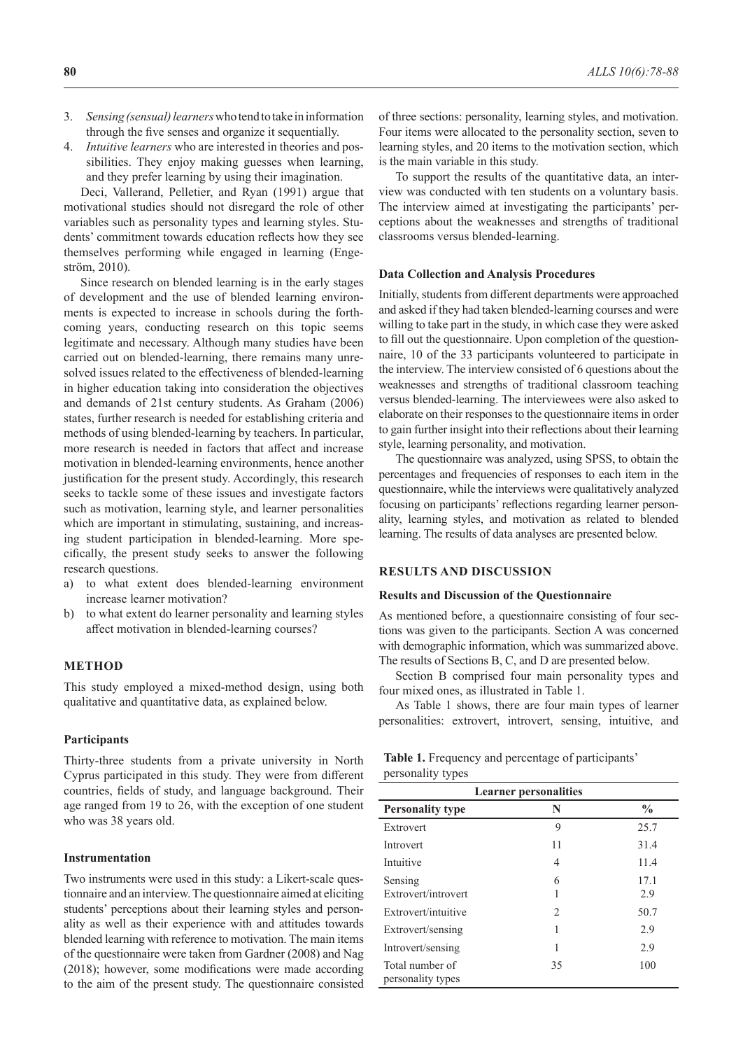3. *Sensing (sensual) learners* who tend to take in information through the five senses and organize it sequentially.
4. *Intuitive learners* who are interested in theories and possibilities. They enjoy making guesses when learning, and they prefer learning by using their imagination.

Deci, Vallerand, Pelletier, and Ryan (1991) argue that motivational studies should not disregard the role of other variables such as personality types and learning styles. Students' commitment towards education reflects how they see themselves performing while engaged in learning (Engeström, 2010).

Since research on blended learning is in the early stages of development and the use of blended learning environments is expected to increase in schools during the forthcoming years, conducting research on this topic seems legitimate and necessary. Although many studies have been carried out on blended-learning, there remains many unresolved issues related to the effectiveness of blended-learning in higher education taking into consideration the objectives and demands of 21st century students. As Graham (2006) states, further research is needed for establishing criteria and methods of using blended-learning by teachers. In particular, more research is needed in factors that affect and increase motivation in blended-learning environments, hence another justification for the present study. Accordingly, this research seeks to tackle some of these issues and investigate factors such as motivation, learning style, and learner personalities which are important in stimulating, sustaining, and increasing student participation in blended-learning. More specifically, the present study seeks to answer the following research questions.

a) to what extent does blended-learning environment increase learner motivation?
b) to what extent do learner personality and learning styles affect motivation in blended-learning courses?

## METHOD

This study employed a mixed-method design, using both qualitative and quantitative data, as explained below.

### Participants

Thirty-three students from a private university in North Cyprus participated in this study. They were from different countries, fields of study, and language background. Their age ranged from 19 to 26, with the exception of one student who was 38 years old.

### Instrumentation

Two instruments were used in this study: a Likert-scale questionnaire and an interview. The questionnaire aimed at eliciting students' perceptions about their learning styles and personality as well as their experience with and attitudes towards blended learning with reference to motivation. The main items of the questionnaire were taken from Gardner (2008) and Nag (2018); however, some modifications were made according to the aim of the present study. The questionnaire consisted of three sections: personality, learning styles, and motivation. Four items were allocated to the personality section, seven to learning styles, and 20 items to the motivation section, which is the main variable in this study.

To support the results of the quantitative data, an interview was conducted with ten students on a voluntary basis. The interview aimed at investigating the participants' perceptions about the weaknesses and strengths of traditional classrooms versus blended-learning.

### Data Collection and Analysis Procedures

Initially, students from different departments were approached and asked if they had taken blended-learning courses and were willing to take part in the study, in which case they were asked to fill out the questionnaire. Upon completion of the questionnaire, 10 of the 33 participants volunteered to participate in the interview. The interview consisted of 6 questions about the weaknesses and strengths of traditional classroom teaching versus blended-learning. The interviewees were also asked to elaborate on their responses to the questionnaire items in order to gain further insight into their reflections about their learning style, learning personality, and motivation.

The questionnaire was analyzed, using SPSS, to obtain the percentages and frequencies of responses to each item in the questionnaire, while the interviews were qualitatively analyzed focusing on participants' reflections regarding learner personality, learning styles, and motivation as related to blended learning. The results of data analyses are presented below.

## RESULTS AND DISCUSSION

### Results and Discussion of the Questionnaire

As mentioned before, a questionnaire consisting of four sections was given to the participants. Section A was concerned with demographic information, which was summarized above. The results of Sections B, C, and D are presented below.

Section B comprised four main personality types and four mixed ones, as illustrated in Table 1.

As Table 1 shows, there are four main types of learner personalities: extrovert, introvert, sensing, intuitive, and

**Table 1.** Frequency and percentage of participants' personality types

| Learner personalities | | |
|---|---|---|
| **Personality type** | **N** | **%** |
| Extrovert | 9 | 25.7 |
| Introvert | 11 | 31.4 |
| Intuitive | 4 | 11.4 |
| Sensing | 6 | 17.1 |
| Extrovert/introvert | 1 | 2.9 |
| Extrovert/intuitive | 2 | 50.7 |
| Extrovert/sensing | 1 | 2.9 |
| Introvert/sensing | 1 | 2.9 |
| Total number of personality types | 35 | 100 |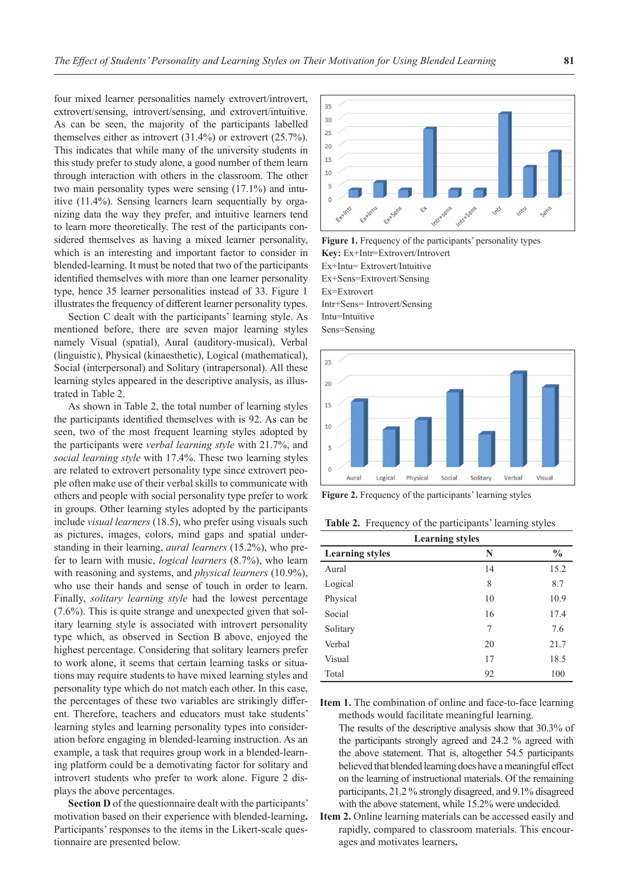four mixed learner personalities namely extrovert/introvert, extrovert/sensing, introvert/sensing, and extrovert/intuitive. As can be seen, the majority of the participants labelled themselves either as introvert (31.4%) or extrovert (25.7%). This indicates that while many of the university students in this study prefer to study alone, a good number of them learn through interaction with others in the classroom. The other two main personality types were sensing (17.1%) and intuitive (11.4%). Sensing learners learn sequentially by organizing data the way they prefer, and intuitive learners tend to learn more theoretically. The rest of the participants considered themselves as having a mixed learner personality, which is an interesting and important factor to consider in blended-learning. It must be noted that two of the participants identified themselves with more than one learner personality type, hence 35 learner personalities instead of 33. Figure 1 illustrates the frequency of different learner personality types.

Section C dealt with the participants' learning style. As mentioned before, there are seven major learning styles namely Visual (spatial), Aural (auditory-musical), Verbal (linguistic), Physical (kinaesthetic), Logical (mathematical), Social (interpersonal) and Solitary (intrapersonal). All these learning styles appeared in the descriptive analysis, as illustrated in Table 2.

As shown in Table 2, the total number of learning styles the participants identified themselves with is 92. As can be seen, two of the most frequent learning styles adopted by the participants were *verbal learning style* with 21.7%, and *social learning style* with 17.4%. These two learning styles are related to extrovert personality type since extrovert people often make use of their verbal skills to communicate with others and people with social personality type prefer to work in groups. Other learning styles adopted by the participants include *visual learners* (18.5), who prefer using visuals such as pictures, images, colors, mind gaps and spatial understanding in their learning, *aural learners* (15.2%), who prefer to learn with music, *logical learners* (8.7%), who learn with reasoning and systems, and *physical learners* (10.9%), who use their hands and sense of touch in order to learn. Finally, *solitary learning style* had the lowest percentage (7.6%). This is quite strange and unexpected given that solitary learning style is associated with introvert personality type which, as observed in Section B above, enjoyed the highest percentage. Considering that solitary learners prefer to work alone, it seems that certain learning tasks or situations may require students to have mixed learning styles and personality type which do not match each other. In this case, the percentages of these two variables are strikingly different. Therefore, teachers and educators must take students' learning styles and learning personality types into consideration before engaging in blended-learning instruction. As an example, a task that requires group work in a blended-learning platform could be a demotivating factor for solitary and introvert students who prefer to work alone. Figure 2 displays the above percentages.

**Section D** of the questionnaire dealt with the participants' motivation based on their experience with blended-learning**.** Participants' responses to the items in the Likert-scale questionnaire are presented below.

**Figure 1.** Frequency of the participants' personality types
**Key:** Ex+Intr=Extrovert/Introvert
Ex+Intu= Extrovert/Intuitive
Ex+Sens=Extrovert/Sensing
Ex=Extrovert
Intr+Sens= Introvert/Sensing
Intu=Intuitive
Sens=Sensing

**Figure 2.** Frequency of the participants' learning styles

**Table 2.** Frequency of the participants' learning styles

| Learning styles | | |
|---|---|---|
| **Learning styles** | **N** | **%** |
| Aural | 14 | 15.2 |
| Logical | 8 | 8.7 |
| Physical | 10 | 10.9 |
| Social | 16 | 17.4 |
| Solitary | 7 | 7.6 |
| Verbal | 20 | 21.7 |
| Visual | 17 | 18.5 |
| Total | 92 | 100 |

**Item 1.** The combination of online and face-to-face learning methods would facilitate meaningful learning.
The results of the descriptive analysis show that 30.3% of the participants strongly agreed and 24.2 % agreed with the above statement. That is, altogether 54.5 participants believed that blended learning does have a meaningful effect on the learning of instructional materials. Of the remaining participants, 21.2 % strongly disagreed, and 9.1% disagreed with the above statement, while 15.2% were undecided.

**Item 2.** Online learning materials can be accessed easily and rapidly, compared to classroom materials. This encourages and motivates learners**.**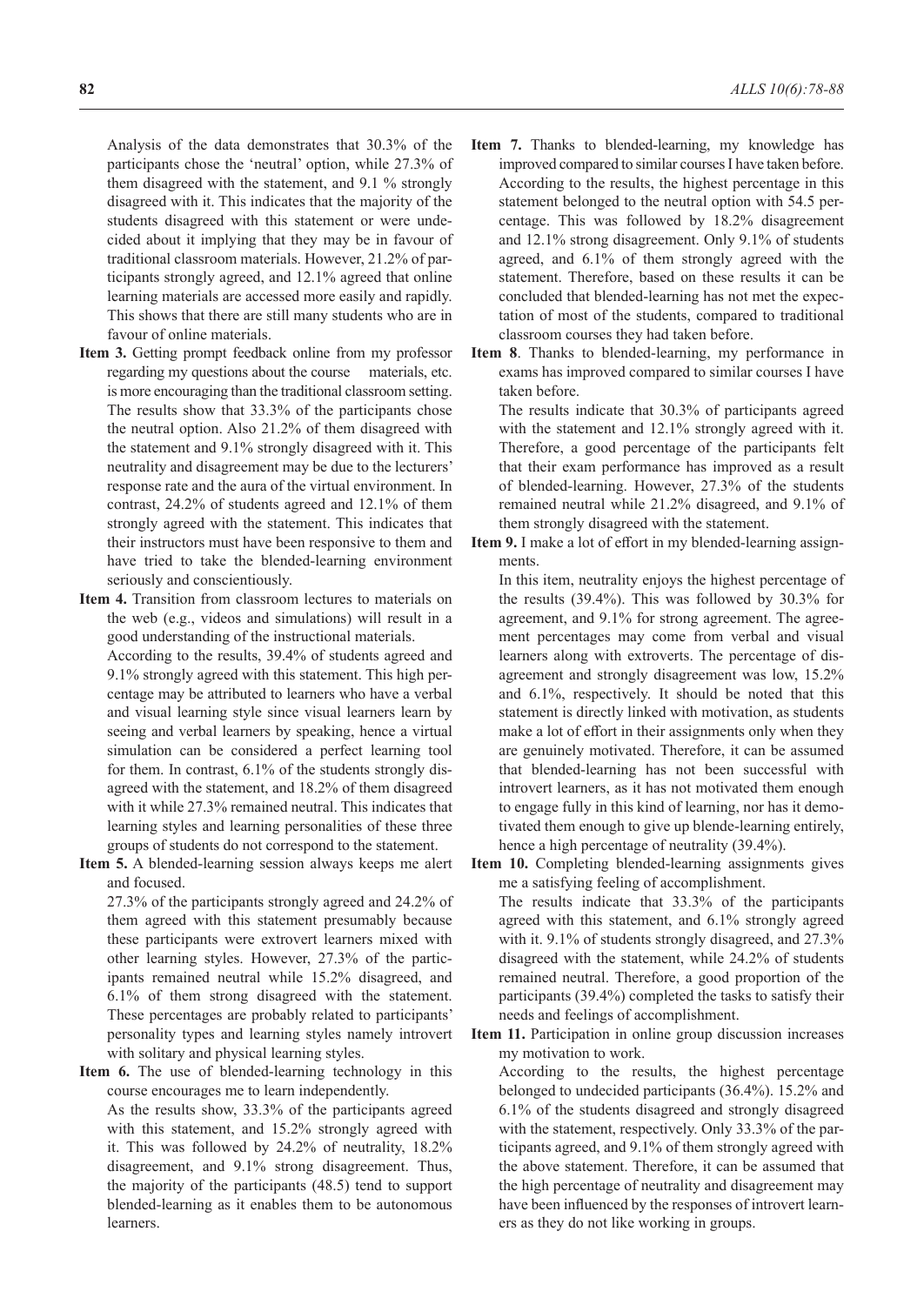Analysis of the data demonstrates that 30.3% of the participants chose the 'neutral' option, while 27.3% of them disagreed with the statement, and 9.1 % strongly disagreed with it. This indicates that the majority of the students disagreed with this statement or were undecided about it implying that they may be in favour of traditional classroom materials. However, 21.2% of participants strongly agreed, and 12.1% agreed that online learning materials are accessed more easily and rapidly. This shows that there are still many students who are in favour of online materials.

**Item 3.** Getting prompt feedback online from my professor regarding my questions about the course materials, etc. is more encouraging than the traditional classroom setting.
The results show that 33.3% of the participants chose the neutral option. Also 21.2% of them disagreed with the statement and 9.1% strongly disagreed with it. This neutrality and disagreement may be due to the lecturers' response rate and the aura of the virtual environment. In contrast, 24.2% of students agreed and 12.1% of them strongly agreed with the statement. This indicates that their instructors must have been responsive to them and have tried to take the blended-learning environment seriously and conscientiously.

**Item 4.** Transition from classroom lectures to materials on the web (e.g., videos and simulations) will result in a good understanding of the instructional materials.
According to the results, 39.4% of students agreed and 9.1% strongly agreed with this statement. This high percentage may be attributed to learners who have a verbal and visual learning style since visual learners learn by seeing and verbal learners by speaking, hence a virtual simulation can be considered a perfect learning tool for them. In contrast, 6.1% of the students strongly disagreed with the statement, and 18.2% of them disagreed with it while 27.3% remained neutral. This indicates that learning styles and learning personalities of these three groups of students do not correspond to the statement.

**Item 5.** A blended-learning session always keeps me alert and focused.
27.3% of the participants strongly agreed and 24.2% of them agreed with this statement presumably because these participants were extrovert learners mixed with other learning styles. However, 27.3% of the participants remained neutral while 15.2% disagreed, and 6.1% of them strong disagreed with the statement. These percentages are probably related to participants' personality types and learning styles namely introvert with solitary and physical learning styles.

**Item 6.** The use of blended-learning technology in this course encourages me to learn independently.
As the results show, 33.3% of the participants agreed with this statement, and 15.2% strongly agreed with it. This was followed by 24.2% of neutrality, 18.2% disagreement, and 9.1% strong disagreement. Thus, the majority of the participants (48.5) tend to support blended-learning as it enables them to be autonomous learners.

**Item 7.** Thanks to blended-learning, my knowledge has improved compared to similar courses I have taken before.
According to the results, the highest percentage in this statement belonged to the neutral option with 54.5 percentage. This was followed by 18.2% disagreement and 12.1% strong disagreement. Only 9.1% of students agreed, and 6.1% of them strongly agreed with the statement. Therefore, based on these results it can be concluded that blended-learning has not met the expectation of most of the students, compared to traditional classroom courses they had taken before.

**Item 8**. Thanks to blended-learning, my performance in exams has improved compared to similar courses I have taken before.
The results indicate that 30.3% of participants agreed with the statement and 12.1% strongly agreed with it. Therefore, a good percentage of the participants felt that their exam performance has improved as a result of blended-learning. However, 27.3% of the students remained neutral while 21.2% disagreed, and 9.1% of them strongly disagreed with the statement.

**Item 9.** I make a lot of effort in my blended-learning assignments.
In this item, neutrality enjoys the highest percentage of the results (39.4%). This was followed by 30.3% for agreement, and 9.1% for strong agreement. The agreement percentages may come from verbal and visual learners along with extroverts. The percentage of disagreement and strongly disagreement was low, 15.2% and 6.1%, respectively. It should be noted that this statement is directly linked with motivation, as students make a lot of effort in their assignments only when they are genuinely motivated. Therefore, it can be assumed that blended-learning has not been successful with introvert learners, as it has not motivated them enough to engage fully in this kind of learning, nor has it demotivated them enough to give up blende-learning entirely, hence a high percentage of neutrality (39.4%).

**Item 10.** Completing blended-learning assignments gives me a satisfying feeling of accomplishment.
The results indicate that 33.3% of the participants agreed with this statement, and 6.1% strongly agreed with it. 9.1% of students strongly disagreed, and 27.3% disagreed with the statement, while 24.2% of students remained neutral. Therefore, a good proportion of the participants (39.4%) completed the tasks to satisfy their needs and feelings of accomplishment.

**Item 11.** Participation in online group discussion increases my motivation to work.
According to the results, the highest percentage belonged to undecided participants (36.4%). 15.2% and 6.1% of the students disagreed and strongly disagreed with the statement, respectively. Only 33.3% of the participants agreed, and 9.1% of them strongly agreed with the above statement. Therefore, it can be assumed that the high percentage of neutrality and disagreement may have been influenced by the responses of introvert learners as they do not like working in groups.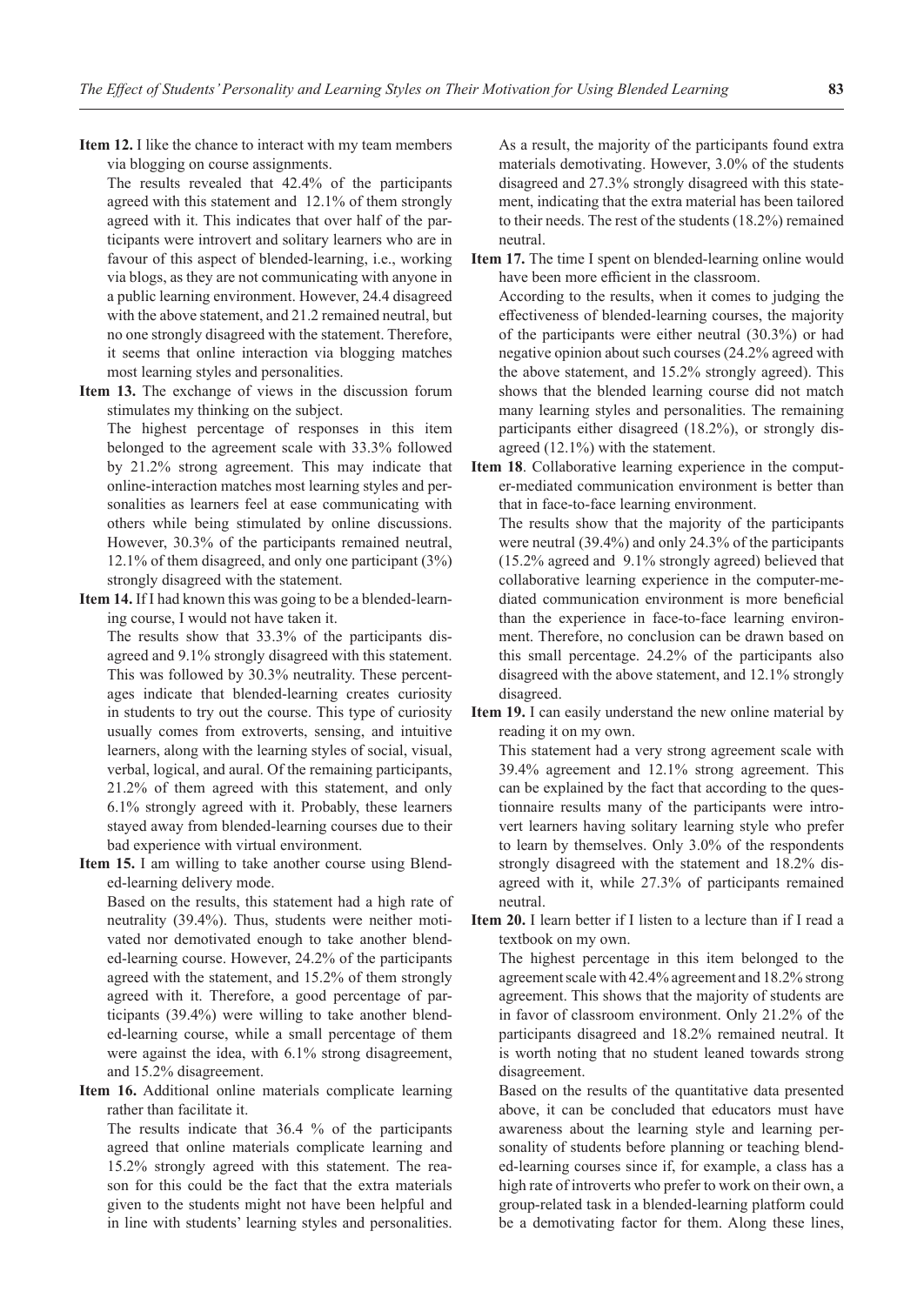**Item 12.** I like the chance to interact with my team members via blogging on course assignments.

The results revealed that 42.4% of the participants agreed with this statement and 12.1% of them strongly agreed with it. This indicates that over half of the participants were introvert and solitary learners who are in favour of this aspect of blended-learning, i.e., working via blogs, as they are not communicating with anyone in a public learning environment. However, 24.4 disagreed with the above statement, and 21.2 remained neutral, but no one strongly disagreed with the statement. Therefore, it seems that online interaction via blogging matches most learning styles and personalities.

**Item 13.** The exchange of views in the discussion forum stimulates my thinking on the subject.

The highest percentage of responses in this item belonged to the agreement scale with 33.3% followed by 21.2% strong agreement. This may indicate that online-interaction matches most learning styles and personalities as learners feel at ease communicating with others while being stimulated by online discussions. However, 30.3% of the participants remained neutral, 12.1% of them disagreed, and only one participant (3%) strongly disagreed with the statement.

**Item 14.** If I had known this was going to be a blended-learning course, I would not have taken it.

The results show that 33.3% of the participants disagreed and 9.1% strongly disagreed with this statement. This was followed by 30.3% neutrality. These percentages indicate that blended-learning creates curiosity in students to try out the course. This type of curiosity usually comes from extroverts, sensing, and intuitive learners, along with the learning styles of social, visual, verbal, logical, and aural. Of the remaining participants, 21.2% of them agreed with this statement, and only 6.1% strongly agreed with it. Probably, these learners stayed away from blended-learning courses due to their bad experience with virtual environment.

**Item 15.** I am willing to take another course using Blended-learning delivery mode.

Based on the results, this statement had a high rate of neutrality (39.4%). Thus, students were neither motivated nor demotivated enough to take another blended-learning course. However, 24.2% of the participants agreed with the statement, and 15.2% of them strongly agreed with it. Therefore, a good percentage of participants (39.4%) were willing to take another blended-learning course, while a small percentage of them were against the idea, with 6.1% strong disagreement, and 15.2% disagreement.

**Item 16.** Additional online materials complicate learning rather than facilitate it.

The results indicate that 36.4 % of the participants agreed that online materials complicate learning and 15.2% strongly agreed with this statement. The reason for this could be the fact that the extra materials given to the students might not have been helpful and in line with students' learning styles and personalities. As a result, the majority of the participants found extra materials demotivating. However, 3.0% of the students disagreed and 27.3% strongly disagreed with this statement, indicating that the extra material has been tailored to their needs. The rest of the students (18.2%) remained neutral.

**Item 17.** The time I spent on blended-learning online would have been more efficient in the classroom.

According to the results, when it comes to judging the effectiveness of blended-learning courses, the majority of the participants were either neutral (30.3%) or had negative opinion about such courses (24.2% agreed with the above statement, and 15.2% strongly agreed). This shows that the blended learning course did not match many learning styles and personalities. The remaining participants either disagreed (18.2%), or strongly disagreed (12.1%) with the statement.

**Item 18**. Collaborative learning experience in the computer-mediated communication environment is better than that in face-to-face learning environment.

The results show that the majority of the participants were neutral (39.4%) and only 24.3% of the participants (15.2% agreed and 9.1% strongly agreed) believed that collaborative learning experience in the computer-mediated communication environment is more beneficial than the experience in face-to-face learning environment. Therefore, no conclusion can be drawn based on this small percentage. 24.2% of the participants also disagreed with the above statement, and 12.1% strongly disagreed.

**Item 19.** I can easily understand the new online material by reading it on my own.

This statement had a very strong agreement scale with 39.4% agreement and 12.1% strong agreement. This can be explained by the fact that according to the questionnaire results many of the participants were introvert learners having solitary learning style who prefer to learn by themselves. Only 3.0% of the respondents strongly disagreed with the statement and 18.2% disagreed with it, while 27.3% of participants remained neutral.

**Item 20.** I learn better if I listen to a lecture than if I read a textbook on my own.

The highest percentage in this item belonged to the agreement scale with 42.4% agreement and 18.2% strong agreement. This shows that the majority of students are in favor of classroom environment. Only 21.2% of the participants disagreed and 18.2% remained neutral. It is worth noting that no student leaned towards strong disagreement.

Based on the results of the quantitative data presented above, it can be concluded that educators must have awareness about the learning style and learning personality of students before planning or teaching blended-learning courses since if, for example, a class has a high rate of introverts who prefer to work on their own, a group-related task in a blended-learning platform could be a demotivating factor for them. Along these lines,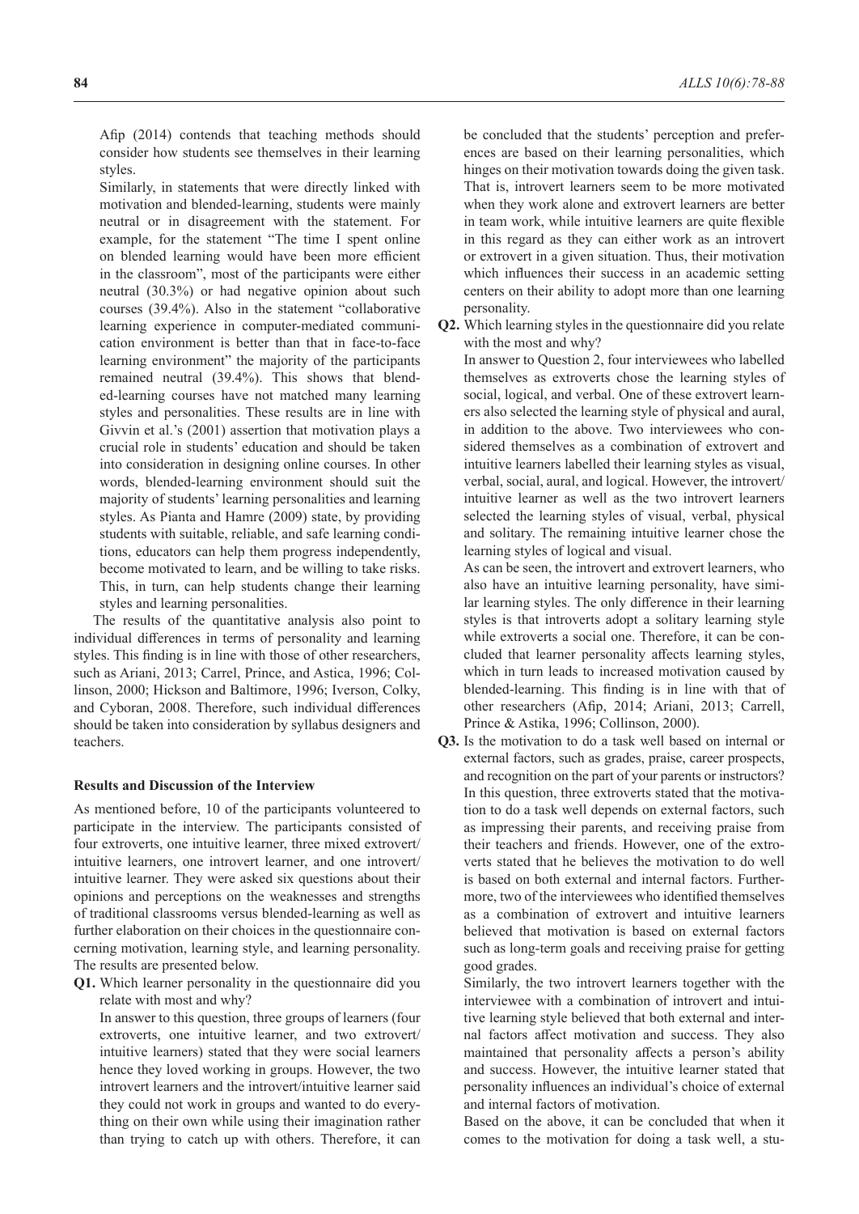Afip (2014) contends that teaching methods should consider how students see themselves in their learning styles.

Similarly, in statements that were directly linked with motivation and blended-learning, students were mainly neutral or in disagreement with the statement. For example, for the statement "The time I spent online on blended learning would have been more efficient in the classroom", most of the participants were either neutral (30.3%) or had negative opinion about such courses (39.4%). Also in the statement "collaborative learning experience in computer-mediated communication environment is better than that in face-to-face learning environment" the majority of the participants remained neutral (39.4%). This shows that blended-learning courses have not matched many learning styles and personalities. These results are in line with Givvin et al.'s (2001) assertion that motivation plays a crucial role in students' education and should be taken into consideration in designing online courses. In other words, blended-learning environment should suit the majority of students' learning personalities and learning styles. As Pianta and Hamre (2009) state, by providing students with suitable, reliable, and safe learning conditions, educators can help them progress independently, become motivated to learn, and be willing to take risks. This, in turn, can help students change their learning styles and learning personalities.

The results of the quantitative analysis also point to individual differences in terms of personality and learning styles. This finding is in line with those of other researchers, such as Ariani, 2013; Carrel, Prince, and Astica, 1996; Collinson, 2000; Hickson and Baltimore, 1996; Iverson, Colky, and Cyboran, 2008. Therefore, such individual differences should be taken into consideration by syllabus designers and teachers.

### Results and Discussion of the Interview

As mentioned before, 10 of the participants volunteered to participate in the interview. The participants consisted of four extroverts, one intuitive learner, three mixed extrovert/intuitive learners, one introvert learner, and one introvert/intuitive learner. They were asked six questions about their opinions and perceptions on the weaknesses and strengths of traditional classrooms versus blended-learning as well as further elaboration on their choices in the questionnaire concerning motivation, learning style, and learning personality. The results are presented below.

**Q1.** Which learner personality in the questionnaire did you relate with most and why?

In answer to this question, three groups of learners (four extroverts, one intuitive learner, and two extrovert/intuitive learners) stated that they were social learners hence they loved working in groups. However, the two introvert learners and the introvert/intuitive learner said they could not work in groups and wanted to do everything on their own while using their imagination rather than trying to catch up with others. Therefore, it can be concluded that the students' perception and preferences are based on their learning personalities, which hinges on their motivation towards doing the given task. That is, introvert learners seem to be more motivated when they work alone and extrovert learners are better in team work, while intuitive learners are quite flexible in this regard as they can either work as an introvert or extrovert in a given situation. Thus, their motivation which influences their success in an academic setting centers on their ability to adopt more than one learning personality.

**Q2.** Which learning styles in the questionnaire did you relate with the most and why?

In answer to Question 2, four interviewees who labelled themselves as extroverts chose the learning styles of social, logical, and verbal. One of these extrovert learners also selected the learning style of physical and aural, in addition to the above. Two interviewees who considered themselves as a combination of extrovert and intuitive learners labelled their learning styles as visual, verbal, social, aural, and logical. However, the introvert/intuitive learner as well as the two introvert learners selected the learning styles of visual, verbal, physical and solitary. The remaining intuitive learner chose the learning styles of logical and visual.

As can be seen, the introvert and extrovert learners, who also have an intuitive learning personality, have similar learning styles. The only difference in their learning styles is that introverts adopt a solitary learning style while extroverts a social one. Therefore, it can be concluded that learner personality affects learning styles, which in turn leads to increased motivation caused by blended-learning. This finding is in line with that of other researchers (Afip, 2014; Ariani, 2013; Carrell, Prince & Astika, 1996; Collinson, 2000).

**Q3.** Is the motivation to do a task well based on internal or external factors, such as grades, praise, career prospects, and recognition on the part of your parents or instructors?

In this question, three extroverts stated that the motivation to do a task well depends on external factors, such as impressing their parents, and receiving praise from their teachers and friends. However, one of the extroverts stated that he believes the motivation to do well is based on both external and internal factors. Furthermore, two of the interviewees who identified themselves as a combination of extrovert and intuitive learners believed that motivation is based on external factors such as long-term goals and receiving praise for getting good grades.

Similarly, the two introvert learners together with the interviewee with a combination of introvert and intuitive learning style believed that both external and internal factors affect motivation and success. They also maintained that personality affects a person's ability and success. However, the intuitive learner stated that personality influences an individual's choice of external and internal factors of motivation.

Based on the above, it can be concluded that when it comes to the motivation for doing a task well, a stu-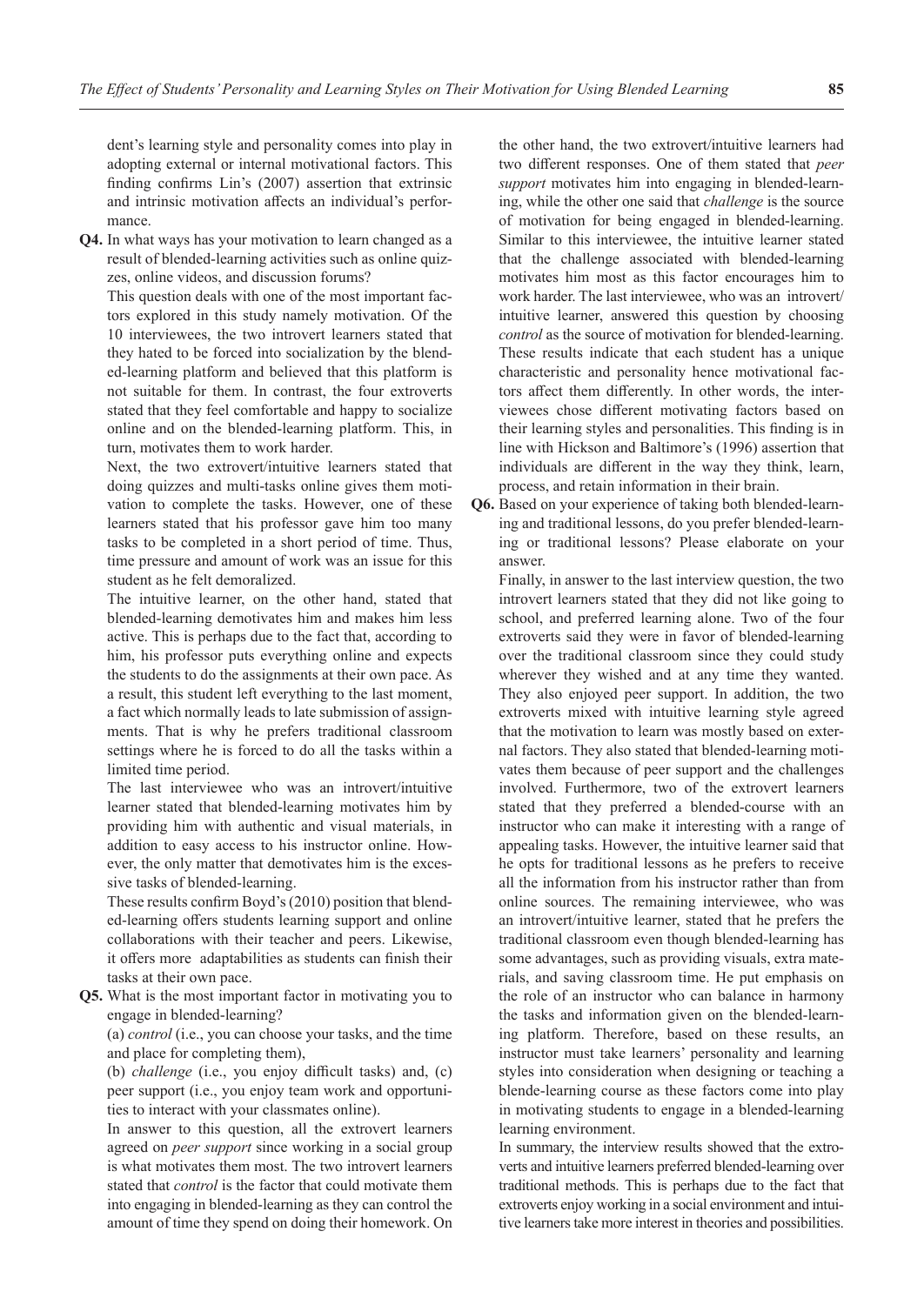dent's learning style and personality comes into play in adopting external or internal motivational factors. This finding confirms Lin's (2007) assertion that extrinsic and intrinsic motivation affects an individual's performance.

**Q4.** In what ways has your motivation to learn changed as a result of blended-learning activities such as online quizzes, online videos, and discussion forums?

This question deals with one of the most important factors explored in this study namely motivation. Of the 10 interviewees, the two introvert learners stated that they hated to be forced into socialization by the blended-learning platform and believed that this platform is not suitable for them. In contrast, the four extroverts stated that they feel comfortable and happy to socialize online and on the blended-learning platform. This, in turn, motivates them to work harder.

Next, the two extrovert/intuitive learners stated that doing quizzes and multi-tasks online gives them motivation to complete the tasks. However, one of these learners stated that his professor gave him too many tasks to be completed in a short period of time. Thus, time pressure and amount of work was an issue for this student as he felt demoralized.

The intuitive learner, on the other hand, stated that blended-learning demotivates him and makes him less active. This is perhaps due to the fact that, according to him, his professor puts everything online and expects the students to do the assignments at their own pace. As a result, this student left everything to the last moment, a fact which normally leads to late submission of assignments. That is why he prefers traditional classroom settings where he is forced to do all the tasks within a limited time period.

The last interviewee who was an introvert/intuitive learner stated that blended-learning motivates him by providing him with authentic and visual materials, in addition to easy access to his instructor online. However, the only matter that demotivates him is the excessive tasks of blended-learning.

These results confirm Boyd's (2010) position that blended-learning offers students learning support and online collaborations with their teacher and peers. Likewise, it offers more adaptabilities as students can finish their tasks at their own pace.

**Q5.** What is the most important factor in motivating you to engage in blended-learning?

(a) *control* (i.e., you can choose your tasks, and the time and place for completing them),

(b) *challenge* (i.e., you enjoy difficult tasks) and, (c) peer support (i.e., you enjoy team work and opportunities to interact with your classmates online).

In answer to this question, all the extrovert learners agreed on *peer support* since working in a social group is what motivates them most. The two introvert learners stated that *control* is the factor that could motivate them into engaging in blended-learning as they can control the amount of time they spend on doing their homework. On the other hand, the two extrovert/intuitive learners had two different responses. One of them stated that *peer support* motivates him into engaging in blended-learning, while the other one said that *challenge* is the source of motivation for being engaged in blended-learning. Similar to this interviewee, the intuitive learner stated that the challenge associated with blended-learning motivates him most as this factor encourages him to work harder. The last interviewee, who was an introvert/intuitive learner, answered this question by choosing *control* as the source of motivation for blended-learning. These results indicate that each student has a unique characteristic and personality hence motivational factors affect them differently. In other words, the interviewees chose different motivating factors based on their learning styles and personalities. This finding is in line with Hickson and Baltimore's (1996) assertion that individuals are different in the way they think, learn, process, and retain information in their brain.

**Q6.** Based on your experience of taking both blended-learning and traditional lessons, do you prefer blended-learning or traditional lessons? Please elaborate on your answer.

Finally, in answer to the last interview question, the two introvert learners stated that they did not like going to school, and preferred learning alone. Two of the four extroverts said they were in favor of blended-learning over the traditional classroom since they could study wherever they wished and at any time they wanted. They also enjoyed peer support. In addition, the two extroverts mixed with intuitive learning style agreed that the motivation to learn was mostly based on external factors. They also stated that blended-learning motivates them because of peer support and the challenges involved. Furthermore, two of the extrovert learners stated that they preferred a blended-course with an instructor who can make it interesting with a range of appealing tasks. However, the intuitive learner said that he opts for traditional lessons as he prefers to receive all the information from his instructor rather than from online sources. The remaining interviewee, who was an introvert/intuitive learner, stated that he prefers the traditional classroom even though blended-learning has some advantages, such as providing visuals, extra materials, and saving classroom time. He put emphasis on the role of an instructor who can balance in harmony the tasks and information given on the blended-learning platform. Therefore, based on these results, an instructor must take learners' personality and learning styles into consideration when designing or teaching a blende-learning course as these factors come into play in motivating students to engage in a blended-learning learning environment.

In summary, the interview results showed that the extroverts and intuitive learners preferred blended-learning over traditional methods. This is perhaps due to the fact that extroverts enjoy working in a social environment and intuitive learners take more interest in theories and possibilities.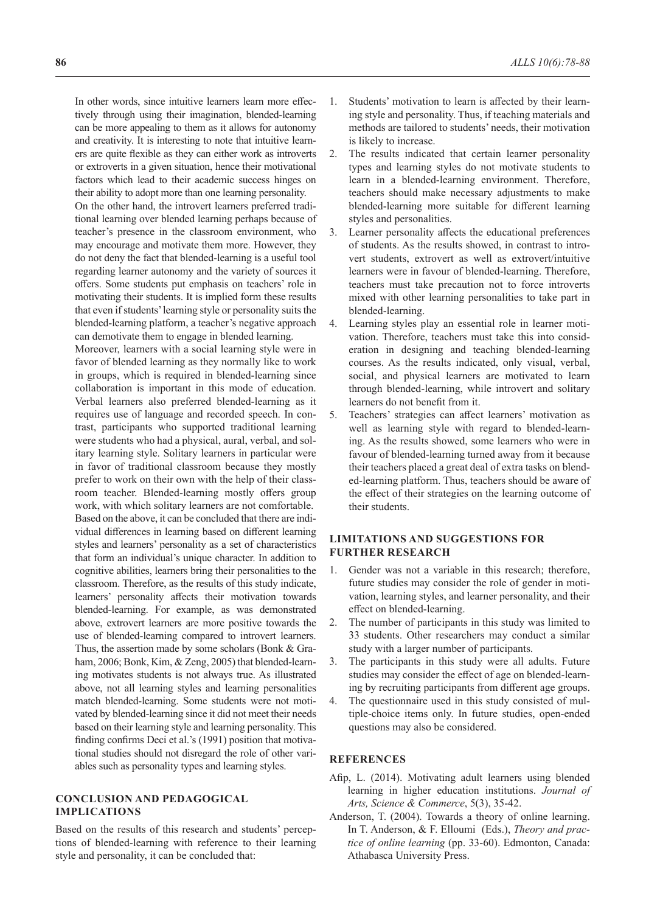In other words, since intuitive learners learn more effectively through using their imagination, blended-learning can be more appealing to them as it allows for autonomy and creativity. It is interesting to note that intuitive learners are quite flexible as they can either work as introverts or extroverts in a given situation, hence their motivational factors which lead to their academic success hinges on their ability to adopt more than one learning personality.

On the other hand, the introvert learners preferred traditional learning over blended learning perhaps because of teacher's presence in the classroom environment, who may encourage and motivate them more. However, they do not deny the fact that blended-learning is a useful tool regarding learner autonomy and the variety of sources it offers. Some students put emphasis on teachers' role in motivating their students. It is implied form these results that even if students' learning style or personality suits the blended-learning platform, a teacher's negative approach can demotivate them to engage in blended learning.

Moreover, learners with a social learning style were in favor of blended learning as they normally like to work in groups, which is required in blended-learning since collaboration is important in this mode of education. Verbal learners also preferred blended-learning as it requires use of language and recorded speech. In contrast, participants who supported traditional learning were students who had a physical, aural, verbal, and solitary learning style. Solitary learners in particular were in favor of traditional classroom because they mostly prefer to work on their own with the help of their classroom teacher. Blended-learning mostly offers group work, with which solitary learners are not comfortable.

Based on the above, it can be concluded that there are individual differences in learning based on different learning styles and learners' personality as a set of characteristics that form an individual's unique character. In addition to cognitive abilities, learners bring their personalities to the classroom. Therefore, as the results of this study indicate, learners' personality affects their motivation towards blended-learning. For example, as was demonstrated above, extrovert learners are more positive towards the use of blended-learning compared to introvert learners. Thus, the assertion made by some scholars (Bonk & Graham, 2006; Bonk, Kim, & Zeng, 2005) that blended-learning motivates students is not always true. As illustrated above, not all learning styles and learning personalities match blended-learning. Some students were not motivated by blended-learning since it did not meet their needs based on their learning style and learning personality. This finding confirms Deci et al.'s (1991) position that motivational studies should not disregard the role of other variables such as personality types and learning styles.

## CONCLUSION AND PEDAGOGICAL IMPLICATIONS

Based on the results of this research and students' perceptions of blended-learning with reference to their learning style and personality, it can be concluded that:

1. Students' motivation to learn is affected by their learning style and personality. Thus, if teaching materials and methods are tailored to students' needs, their motivation is likely to increase.
2. The results indicated that certain learner personality types and learning styles do not motivate students to learn in a blended-learning environment. Therefore, teachers should make necessary adjustments to make blended-learning more suitable for different learning styles and personalities.
3. Learner personality affects the educational preferences of students. As the results showed, in contrast to introvert students, extrovert as well as extrovert/intuitive learners were in favour of blended-learning. Therefore, teachers must take precaution not to force introverts mixed with other learning personalities to take part in blended-learning.
4. Learning styles play an essential role in learner motivation. Therefore, teachers must take this into consideration in designing and teaching blended-learning courses. As the results indicated, only visual, verbal, social, and physical learners are motivated to learn through blended-learning, while introvert and solitary learners do not benefit from it.
5. Teachers' strategies can affect learners' motivation as well as learning style with regard to blended-learning. As the results showed, some learners who were in favour of blended-learning turned away from it because their teachers placed a great deal of extra tasks on blended-learning platform. Thus, teachers should be aware of the effect of their strategies on the learning outcome of their students.

## LIMITATIONS AND SUGGESTIONS FOR FURTHER RESEARCH

1. Gender was not a variable in this research; therefore, future studies may consider the role of gender in motivation, learning styles, and learner personality, and their effect on blended-learning.
2. The number of participants in this study was limited to 33 students. Other researchers may conduct a similar study with a larger number of participants.
3. The participants in this study were all adults. Future studies may consider the effect of age on blended-learning by recruiting participants from different age groups.
4. The questionnaire used in this study consisted of multiple-choice items only. In future studies, open-ended questions may also be considered.

## REFERENCES

Afip, L. (2014). Motivating adult learners using blended learning in higher education institutions. *Journal of Arts, Science & Commerce*, 5(3), 35-42.

Anderson, T. (2004). Towards a theory of online learning. In T. Anderson, & F. Elloumi (Eds.), *Theory and practice of online learning* (pp. 33-60). Edmonton, Canada: Athabasca University Press.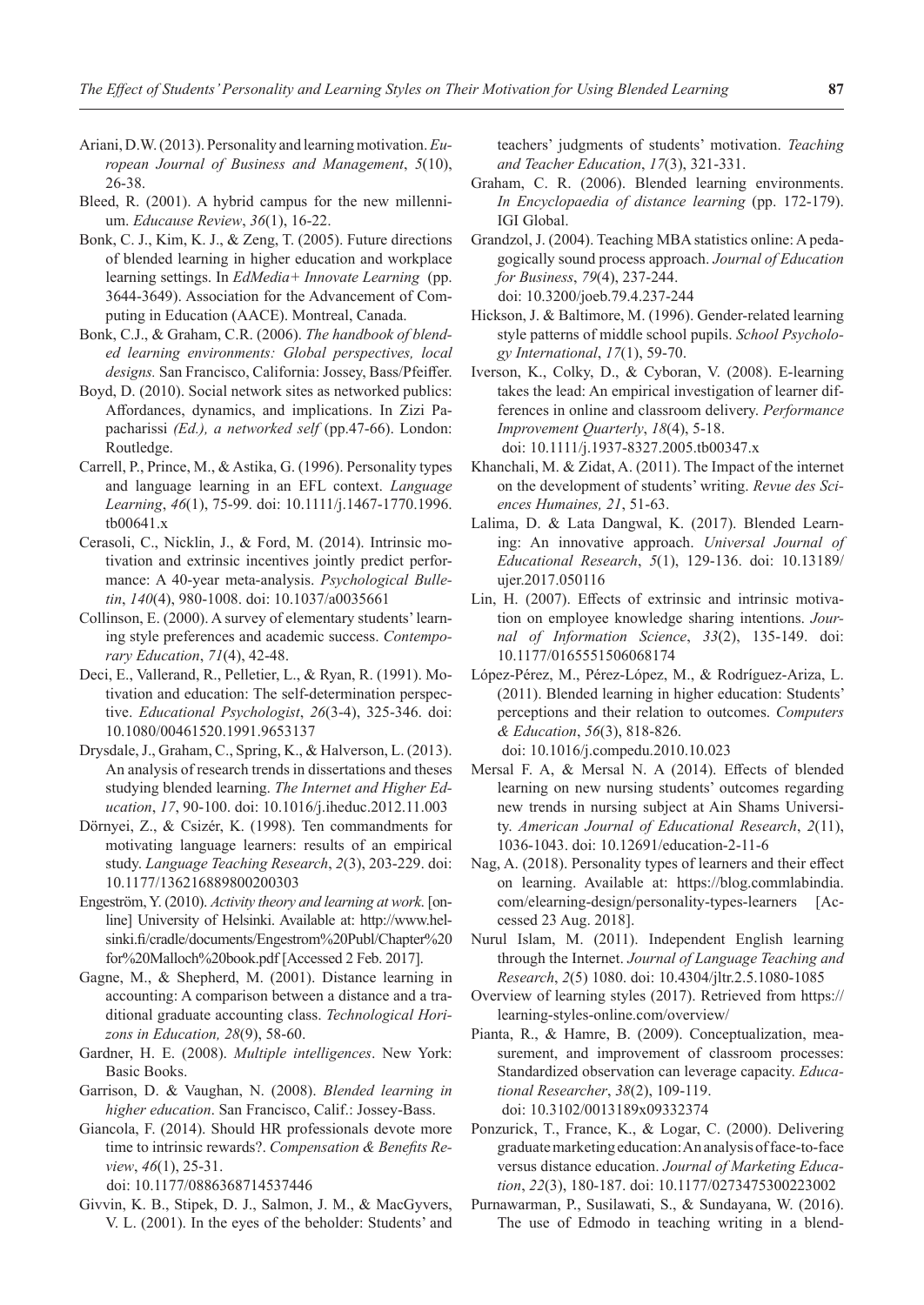Ariani, D.W. (2013). Personality and learning motivation. *European Journal of Business and Management*, *5*(10), 26-38.

Bleed, R. (2001). A hybrid campus for the new millennium. *Educause Review*, *36*(1), 16-22.

Bonk, C. J., Kim, K. J., & Zeng, T. (2005). Future directions of blended learning in higher education and workplace learning settings. In *EdMedia+ Innovate Learning* (pp. 3644-3649). Association for the Advancement of Computing in Education (AACE). Montreal, Canada.

Bonk, C.J., & Graham, C.R. (2006). *The handbook of blended learning environments: Global perspectives, local designs.* San Francisco, California: Jossey, Bass/Pfeiffer.

Boyd, D. (2010). Social network sites as networked publics: Affordances, dynamics, and implications. In Zizi Papacharissi *(Ed.), a networked self* (pp.47-66). London: Routledge.

Carrell, P., Prince, M., & Astika, G. (1996). Personality types and language learning in an EFL context. *Language Learning*, *46*(1), 75-99. doi: 10.1111/j.1467-1770.1996.tb00641.x

Cerasoli, C., Nicklin, J., & Ford, M. (2014). Intrinsic motivation and extrinsic incentives jointly predict performance: A 40-year meta-analysis. *Psychological Bulletin*, *140*(4), 980-1008. doi: 10.1037/a0035661

Collinson, E. (2000). A survey of elementary students' learning style preferences and academic success. *Contemporary Education*, *71*(4), 42-48.

Deci, E., Vallerand, R., Pelletier, L., & Ryan, R. (1991). Motivation and education: The self-determination perspective. *Educational Psychologist*, *26*(3-4), 325-346. doi: 10.1080/00461520.1991.9653137

Drysdale, J., Graham, C., Spring, K., & Halverson, L. (2013). An analysis of research trends in dissertations and theses studying blended learning. *The Internet and Higher Education*, *17*, 90-100. doi: 10.1016/j.iheduc.2012.11.003

Dörnyei, Z., & Csizér, K. (1998). Ten commandments for motivating language learners: results of an empirical study. *Language Teaching Research*, *2*(3), 203-229. doi: 10.1177/136216889800200303

Engeström, Y. (2010). *Activity theory and learning at work.* [online] University of Helsinki. Available at: http://www.helsinki.fi/cradle/documents/Engestrom%20Publ/Chapter%20for%20Malloch%20book.pdf [Accessed 2 Feb. 2017].

Gagne, M., & Shepherd, M. (2001). Distance learning in accounting: A comparison between a distance and a traditional graduate accounting class. *Technological Horizons in Education, 28*(9), 58-60.

Gardner, H. E. (2008). *Multiple intelligences*. New York: Basic Books.

Garrison, D. & Vaughan, N. (2008). *Blended learning in higher education*. San Francisco, Calif.: Jossey-Bass.

Giancola, F. (2014). Should HR professionals devote more time to intrinsic rewards?. *Compensation & Benefits Review*, *46*(1), 25-31. doi: 10.1177/0886368714537446

Givvin, K. B., Stipek, D. J., Salmon, J. M., & MacGyvers, V. L. (2001). In the eyes of the beholder: Students' and teachers' judgments of students' motivation. *Teaching and Teacher Education*, *17*(3), 321-331.

Graham, C. R. (2006). Blended learning environments. *In Encyclopaedia of distance learning* (pp. 172-179). IGI Global.

Grandzol, J. (2004). Teaching MBA statistics online: A pedagogically sound process approach. *Journal of Education for Business*, *79*(4), 237-244. doi: 10.3200/joeb.79.4.237-244

Hickson, J. & Baltimore, M. (1996). Gender-related learning style patterns of middle school pupils. *School Psychology International*, *17*(1), 59-70.

Iverson, K., Colky, D., & Cyboran, V. (2008). E-learning takes the lead: An empirical investigation of learner differences in online and classroom delivery. *Performance Improvement Quarterly*, *18*(4), 5-18. doi: 10.1111/j.1937-8327.2005.tb00347.x

Khanchali, M. & Zidat, A. (2011). The Impact of the internet on the development of students' writing. *Revue des Sciences Humaines, 21*, 51-63.

Lalima, D. & Lata Dangwal, K. (2017). Blended Learning: An innovative approach. *Universal Journal of Educational Research*, *5*(1), 129-136. doi: 10.13189/ujer.2017.050116

Lin, H. (2007). Effects of extrinsic and intrinsic motivation on employee knowledge sharing intentions. *Journal of Information Science*, *33*(2), 135-149. doi: 10.1177/0165551506068174

López-Pérez, M., Pérez-López, M., & Rodríguez-Ariza, L. (2011). Blended learning in higher education: Students' perceptions and their relation to outcomes. *Computers & Education*, *56*(3), 818-826. doi: 10.1016/j.compedu.2010.10.023

Mersal F. A, & Mersal N. A (2014). Effects of blended learning on new nursing students' outcomes regarding new trends in nursing subject at Ain Shams University. *American Journal of Educational Research*, *2*(11), 1036-1043. doi: 10.12691/education-2-11-6

Nag, A. (2018). Personality types of learners and their effect on learning. Available at: https://blog.commlabindia.com/elearning-design/personality-types-learners [Accessed 23 Aug. 2018].

Nurul Islam, M. (2011). Independent English learning through the Internet. *Journal of Language Teaching and Research*, *2*(5) 1080. doi: 10.4304/jltr.2.5.1080-1085

Overview of learning styles (2017). Retrieved from https://learning-styles-online.com/overview/

Pianta, R., & Hamre, B. (2009). Conceptualization, measurement, and improvement of classroom processes: Standardized observation can leverage capacity. *Educational Researcher*, *38*(2), 109-119. doi: 10.3102/0013189x09332374

Ponzurick, T., France, K., & Logar, C. (2000). Delivering graduate marketing education: An analysis of face-to-face versus distance education. *Journal of Marketing Education*, *22*(3), 180-187. doi: 10.1177/0273475300223002

Purnawarman, P., Susilawati, S., & Sundayana, W. (2016). The use of Edmodo in teaching writing in a blend-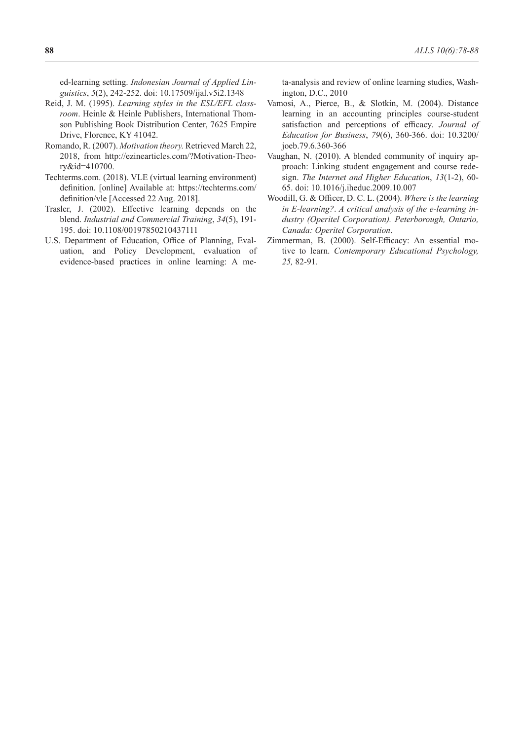ed-learning setting. *Indonesian Journal of Applied Linguistics*, *5*(2), 242-252. doi: 10.17509/ijal.v5i2.1348

Reid, J. M. (1995). *Learning styles in the ESL/EFL classroom*. Heinle & Heinle Publishers, International Thomson Publishing Book Distribution Center, 7625 Empire Drive, Florence, KY 41042.

Romando, R. (2007). *Motivation theory.* Retrieved March 22, 2018, from http://ezinearticles.com/?Motivation-Theory&id=410700.

Techterms.com. (2018). VLE (virtual learning environment) definition. [online] Available at: https://techterms.com/definition/vle [Accessed 22 Aug. 2018].

Trasler, J. (2002). Effective learning depends on the blend. *Industrial and Commercial Training*, *34*(5), 191-195. doi: 10.1108/00197850210437111

U.S. Department of Education, Office of Planning, Evaluation, and Policy Development, evaluation of evidence-based practices in online learning: A meta-analysis and review of online learning studies, Washington, D.C., 2010

Vamosi, A., Pierce, B., & Slotkin, M. (2004). Distance learning in an accounting principles course-student satisfaction and perceptions of efficacy. *Journal of Education for Business*, *79*(6), 360-366. doi: 10.3200/joeb.79.6.360-366

Vaughan, N. (2010). A blended community of inquiry approach: Linking student engagement and course redesign. *The Internet and Higher Education*, *13*(1-2), 60-65. doi: 10.1016/j.iheduc.2009.10.007

Woodill, G. & Officer, D. C. L. (2004). *Where is the learning in E-learning?*. *A critical analysis of the e-learning industry (Operitel Corporation). Peterborough, Ontario, Canada: Operitel Corporation*.

Zimmerman, B. (2000). Self-Efficacy: An essential motive to learn. *Contemporary Educational Psychology, 25,* 82-91.